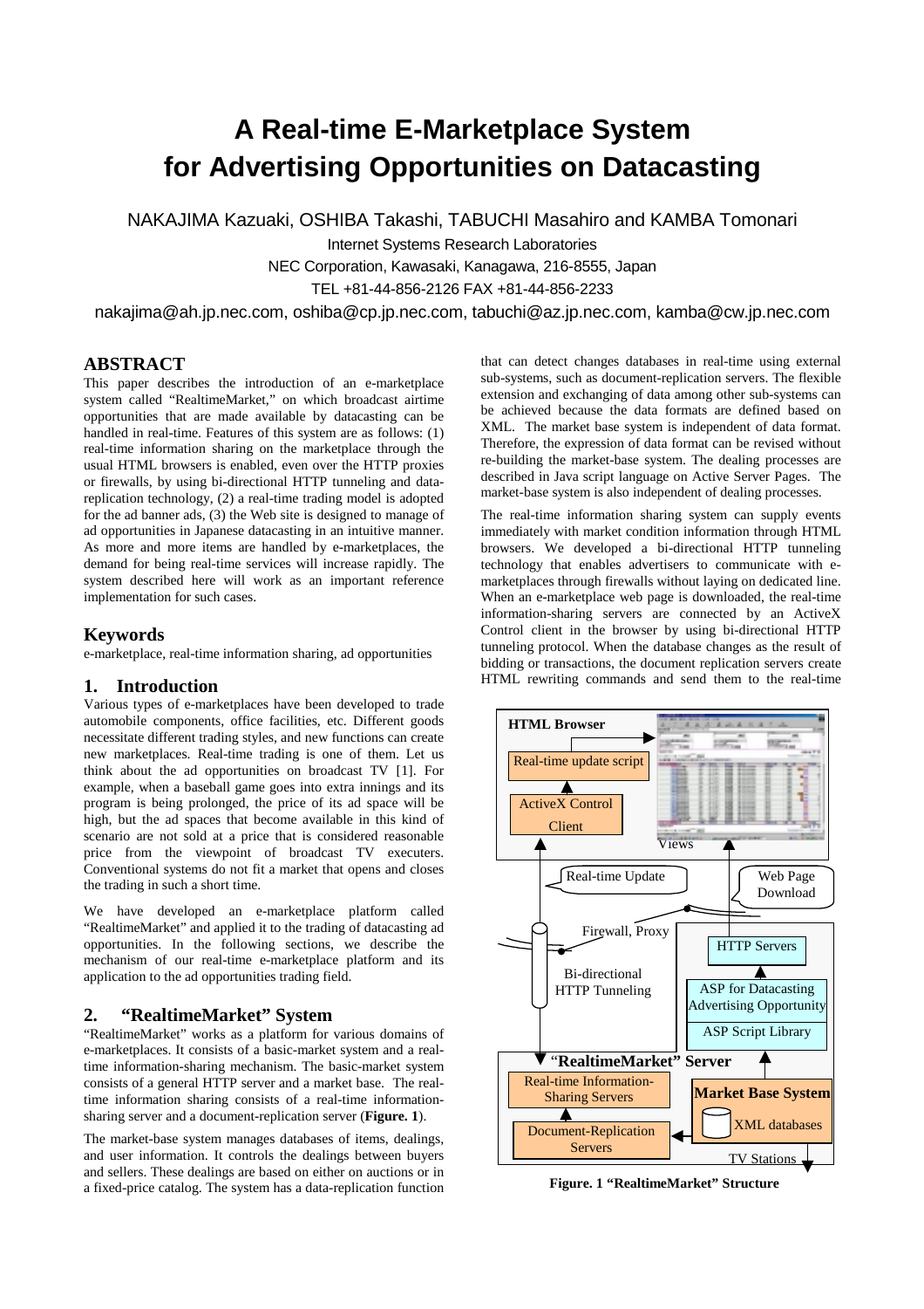# A Real-time E-Marketplace System for Advertising Opportunities on Datacasting

NAKAJIMA Kazuaki, OSHIBA Takashi, TABUCHI Masahiro and KAMBA Tomonari

Internet Systems Research Laboratories

NEC Corporation, Kawasaki, Kanagawa, 216-8555, Japan

TEL +81-44-856-2126 FAX +81-44-856-2233

nakajima@ah.jp.nec.com, oshiba@cp.jp.nec.com, tabuchi@az.jp.nec.com, kamba@cw.jp.nec.com

## ABSTRACT

This paper describes the introduction of an e-marketplace system called "RealtimeMarket," on which broadcast airtime opportunities that are made available by datacasting can be handled in real-time. Features of this system are as follows: (1) real-time information sharing on the marketplace through the usual HTML browsers is enabled, even over the HTTP proxies or firewalls, by using bi-directional HTTP tunneling and data-replication technology, (2) a real-time trading model is adopted for the ad banner ads, (3) the Web site is designed to manage of ad opportunities in Japanese datacasting in an intuitive manner. As more and more items are handled by e-marketplaces, the demand for being real-time services will increase rapidly. The system described here will work as an important reference implementation for such cases.

## Keywords

e-marketplace, real-time information sharing, ad opportunities

## 1. Introduction

Various types of e-marketplaces have been developed to trade automobile components, office facilities, etc. Different goods necessitate different trading styles, and new functions can create new marketplaces. Real-time trading is one of them. Let us think about the ad opportunities on broadcast TV [1]. For example, when a baseball game goes into extra innings and its program is being prolonged, the price of its ad space will be high, but the ad spaces that become available in this kind of scenario are not sold at a price that is considered reasonable price from the viewpoint of broadcast TV executers. Conventional systems do not fit a market that opens and closes the trading in such a short time.

We have developed an e-marketplace platform called "RealtimeMarket" and applied it to the trading of datacasting ad opportunities. In the following sections, we describe the mechanism of our real-time e-marketplace platform and its application to the ad opportunities trading field.

## 2. "RealtimeMarket" System

"RealtimeMarket" works as a platform for various domains of e-marketplaces. It consists of a basic-market system and a real-time information-sharing mechanism. The basic-market system consists of a general HTTP server and a market base. The real-time information sharing consists of a real-time information-sharing server and a document-replication server (**Figure. 1**).

The market-base system manages databases of items, dealings, and user information. It controls the dealings between buyers and sellers. These dealings are based on either on auctions or in a fixed-price catalog. The system has a data-replication function that can detect changes databases in real-time using external sub-systems, such as document-replication servers. The flexible extension and exchanging of data among other sub-systems can be achieved because the data formats are defined based on XML. The market base system is independent of data format. Therefore, the expression of data format can be revised without re-building the market-base system. The dealing processes are described in Java script language on Active Server Pages. The market-base system is also independent of dealing processes.

The real-time information sharing system can supply events immediately with market condition information through HTML browsers. We developed a bi-directional HTTP tunneling technology that enables advertisers to communicate with e-marketplaces through firewalls without laying on dedicated line. When an e-marketplace web page is downloaded, the real-time information-sharing servers are connected by an ActiveX Control client in the browser by using bi-directional HTTP tunneling protocol. When the database changes as the result of bidding or transactions, the document replication servers create HTML rewriting commands and send them to the real-time

HTML Browser | Real-time update script | ActiveX Control Client | Views | Real-time Update | Web Page Download | Firewall, Proxy | Bi-directional HTTP Tunneling | HTTP Servers | ASP for Datacasting Advertising Opportunity | ASP Script Library | "RealtimeMarket" Server | Real-time Information-Sharing Servers | Document-Replication Servers | Market Base System | XML databases | TV Stations

**Figure. 1 "RealtimeMarket" Structure**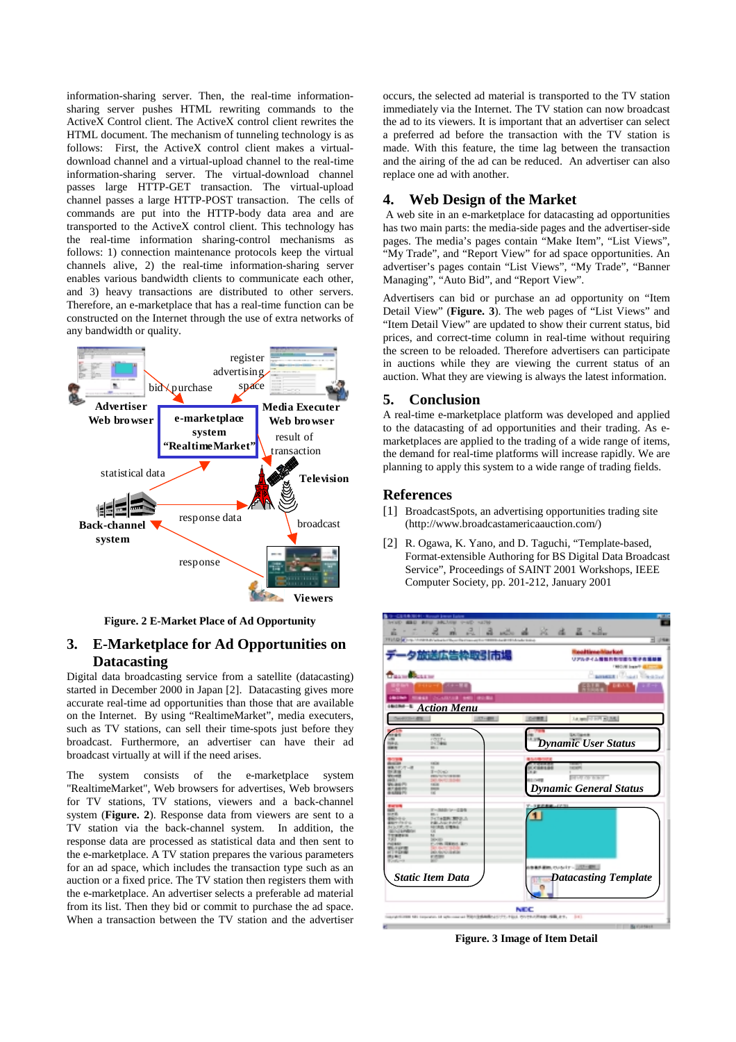information-sharing server. Then, the real-time information-sharing server pushes HTML rewriting commands to the ActiveX Control client. The ActiveX control client rewrites the HTML document. The mechanism of tunneling technology is as follows: First, the ActiveX control client makes a virtual-download channel and a virtual-upload channel to the real-time information-sharing server. The virtual-download channel passes large HTTP-GET transaction. The virtual-upload channel passes a large HTTP-POST transaction. The cells of commands are put into the HTTP-body data area and are transported to the ActiveX control client. This technology has the real-time information sharing-control mechanisms as follows: 1) connection maintenance protocols keep the virtual channels alive, 2) the real-time information-sharing server enables various bandwidth clients to communicate each other, and 3) heavy transactions are distributed to other servers. Therefore, an e-marketplace that has a real-time function can be constructed on the Internet through the use of extra networks of any bandwidth or quality.

register advertising space

bid / purchase

Advertiser Web browser

e-marketplace system "RealtimeMarket"

Media Executer Web browser

result of transaction

statistical data

Television

Back-channel system

response data

broadcast

response

Viewers

**Figure. 2 E-Market Place of Ad Opportunity**

## 3. E-Marketplace for Ad Opportunities on Datacasting

Digital data broadcasting service from a satellite (datacasting) started in December 2000 in Japan [2]. Datacasting gives more accurate real-time ad opportunities than those that are available on the Internet. By using "RealtimeMarket", media executers, such as TV stations, can sell their time-spots just before they broadcast. Furthermore, an advertiser can have their ad broadcast virtually at will if the need arises.

The system consists of the e-marketplace system "RealtimeMarket", Web browsers for advertises, Web browsers for TV stations, TV stations, viewers and a back-channel system (**Figure. 2**). Response data from viewers are sent to a TV station via the back-channel system. In addition, the response data are processed as statistical data and then sent to the e-marketplace. A TV station prepares the various parameters for an ad space, which includes the transaction type such as an auction or a fixed price. The TV station then registers them with the e-marketplace. An advertiser selects a preferable ad material from its list. Then they bid or commit to purchase the ad space. When a transaction between the TV station and the advertiser occurs, the selected ad material is transported to the TV station immediately via the Internet. The TV station can now broadcast the ad to its viewers. It is important that an advertiser can select a preferred ad before the transaction with the TV station is made. With this feature, the time lag between the transaction and the airing of the ad can be reduced. An advertiser can also replace one ad with another.

## 4. Web Design of the Market

A web site in an e-marketplace for datacasting ad opportunities has two main parts: the media-side pages and the advertiser-side pages. The media's pages contain "Make Item", "List Views", "My Trade", and "Report View" for ad space opportunities. An advertiser's pages contain "List Views", "My Trade", "Banner Managing", "Auto Bid", and "Report View".

Advertisers can bid or purchase an ad opportunity on "Item Detail View" (**Figure. 3**). The web pages of "List Views" and "Item Detail View" are updated to show their current status, bid prices, and correct-time column in real-time without requiring the screen to be reloaded. Therefore advertisers can participate in auctions while they are viewing the current status of an auction. What they are viewing is always the latest information.

## 5. Conclusion

A real-time e-marketplace platform was developed and applied to the datacasting of ad opportunities and their trading. As e-marketplaces are applied to the trading of a wide range of items, the demand for real-time platforms will increase rapidly. We are planning to apply this system to a wide range of trading fields.

## References

[1] BroadcastSpots, an advertising opportunities trading site (http://www.broadcastamericaauction.com/)

[2] R. Ogawa, K. Yano, and D. Taguchi, "Template-based, Format-extensible Authoring for BS Digital Data Broadcast Service", Proceedings of SAINT 2001 Workshops, IEEE Computer Society, pp. 201-212, January 2001

データ放送広告枠取引市場

Action Menu

Dynamic User Status

Dynamic General Status

Static Item Data

Datacasting Template

**Figure. 3 Image of Item Detail**